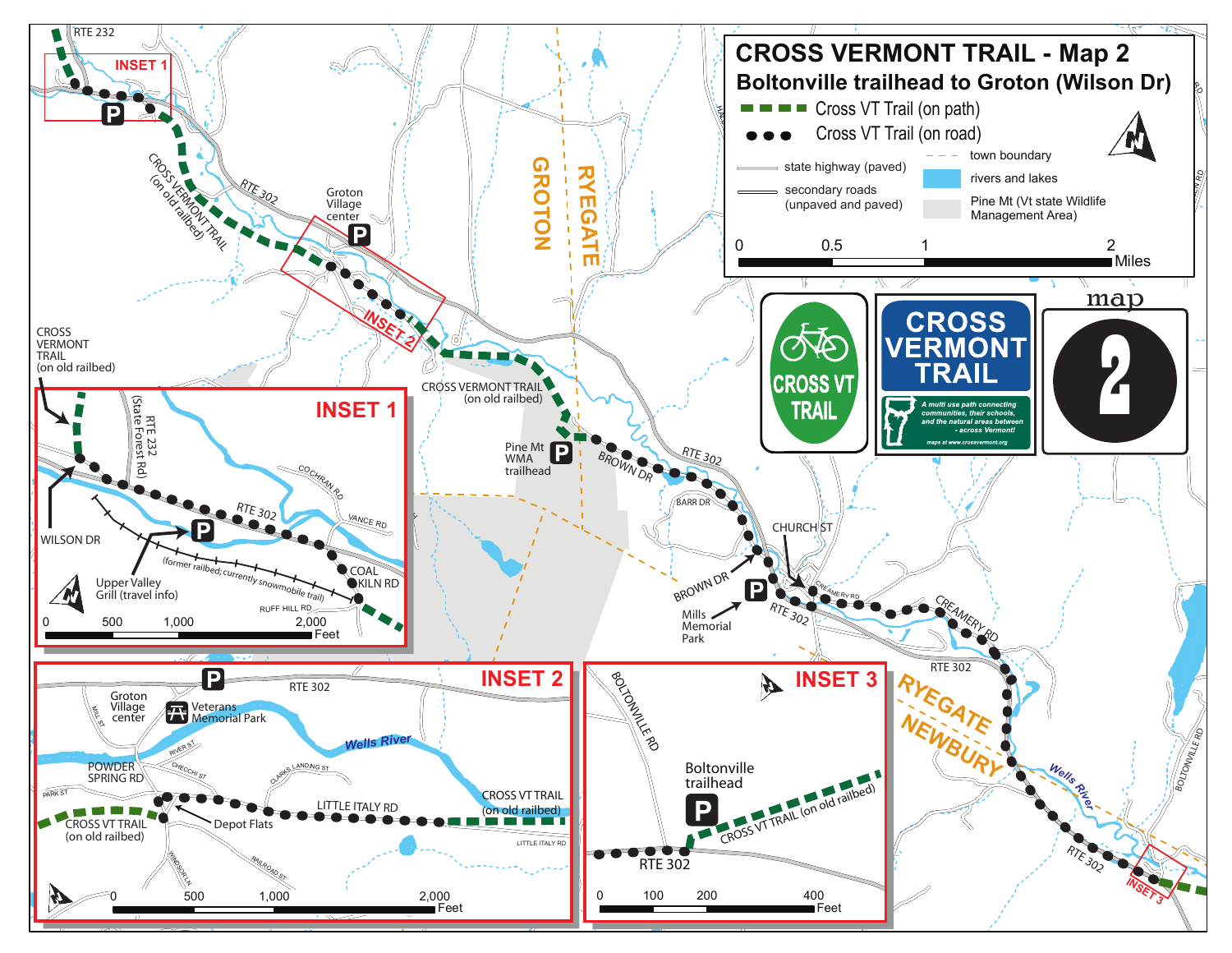# CROSS VERMONT TRAIL - Map 2

## Boltonville trailhead to Groton (Wilson Dr)

**Legend**

- Cross VT Trail (on path)
- Cross VT Trail (on road)
- state highway (paved)
- secondary roads (unpaved and paved)
- town boundary
- rivers and lakes
- Pine Mt (Vt state Wildlife Management Area)

Scale: 0 — 0.5 — 1 — 2 Miles

**CROSS VT TRAIL**

**CROSS VERMONT TRAIL**

A multi use path connecting communities, their schools, and the natural areas between - across Vermont!

maps at www.crossvermont.org

map **2**

RTE 232 · INSET 1 · CROSS VERMONT TRAIL (on old railbed) · RTE 302 · Groton Village center · INSET 2 · GROTON · RYEGATE · CROSS VERMONT TRAIL (on old railbed) · Pine Mt WMA trailhead · BROWN DR · RTE 302 · BARR DR · CHURCH ST · BROWN DR · Mills Memorial Park · CREAMERY RD · RTE 302 · CREAMERY RD · RTE 302 · RYEGATE · NEWBURY · Wells River · RTE 302 · INSET 3 · BOLTONVILLE RD

### INSET 1

CROSS VERMONT TRAIL (on old railbed) · RTE 232 (State Forest Rd) · COCHRAN RD · RTE 302 · VANCE RD · WILSON DR · Upper Valley Grill (travel info) · (former railbed; currently snowmobile trail) · COAL KILN RD · RUFF HILL RD

Scale: 0 — 500 — 1,000 — 2,000 Feet

### INSET 2

RTE 302 · Groton Village center · Veterans Memorial Park · MILL ST · Wells River · POWDER SPRING RD · RIVER ST · CHECCHI ST · CLARKS LANDING ST · PARK ST · CROSS VT TRAIL (on old railbed) · Depot Flats · LITTLE ITALY RD · CROSS VT TRAIL (on old railbed) · LITTLE ITALY RD · WINDSOR LN · RAILROAD ST

Scale: 0 — 500 — 1,000 — 2,000 Feet

### INSET 3

BOLTONVILLE RD · Boltonville trailhead · CROSS VT TRAIL (on old railbed) · RTE 302

Scale: 0 — 100 — 200 — 400 Feet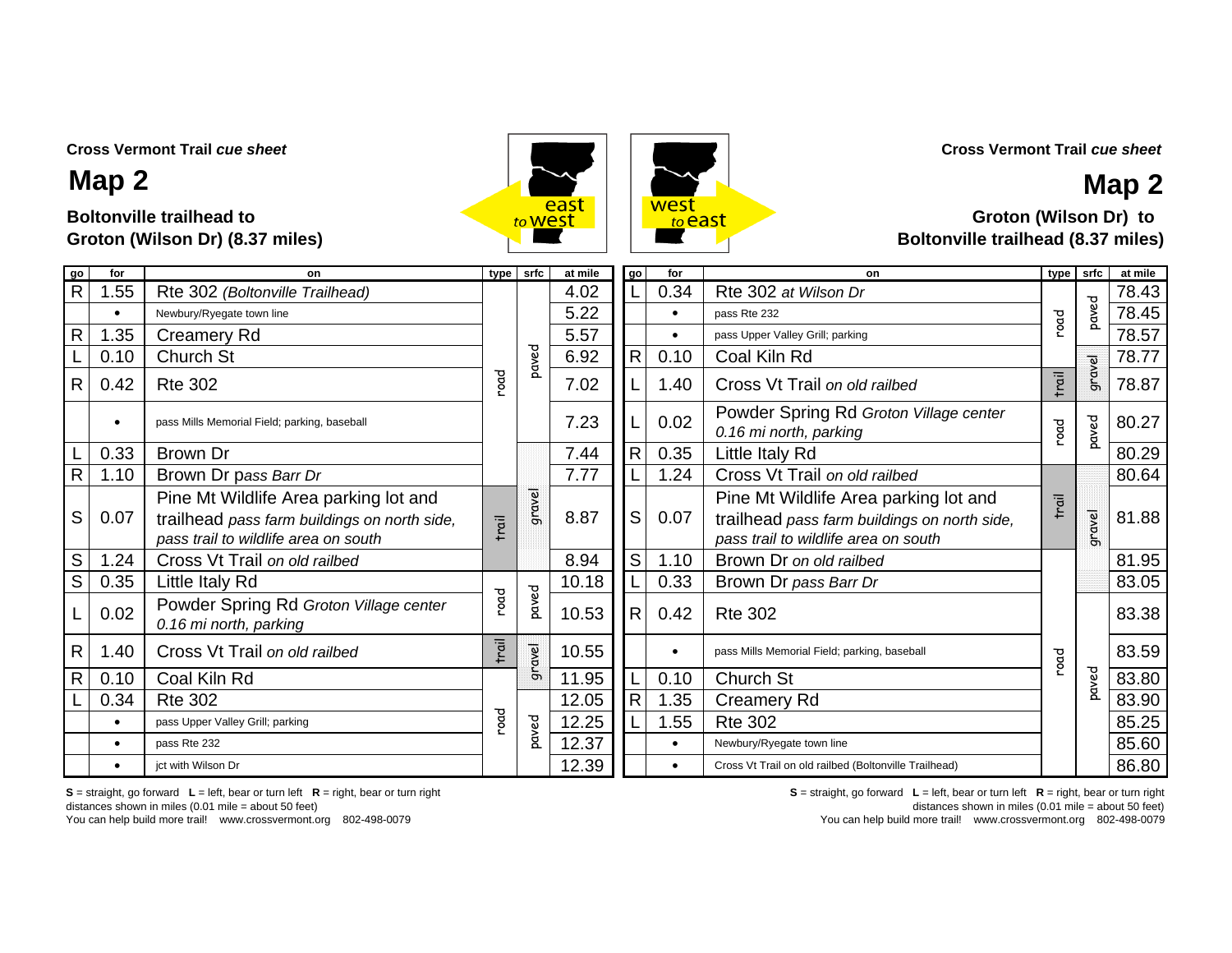**Cross Vermont Trail *cue sheet***

# Map 2

**Boltonville trailhead to Groton (Wilson Dr) (8.37 miles)**

east *to* west

| go | for | on | type | srfc | at mile |
|---|---|---|---|---|---|
| R | 1.55 | Rte 302 *(Boltonville Trailhead)* | road | paved | 4.02 |
| | • | Newbury/Ryegate town line | road | paved | 5.22 |
| R | 1.35 | Creamery Rd | road | paved | 5.57 |
| L | 0.10 | Church St | road | paved | 6.92 |
| R | 0.42 | Rte 302 | road | paved | 7.02 |
| | • | pass Mills Memorial Field; parking, baseball | road | paved | 7.23 |
| L | 0.33 | Brown Dr | road | gravel | 7.44 |
| R | 1.10 | Brown Dr pass *Barr Dr* | road | gravel | 7.77 |
| S | 0.07 | Pine Mt Wildlife Area parking lot and trailhead *pass farm buildings on north side, pass trail to wildlife area on south* | trail | gravel | 8.87 |
| S | 1.24 | Cross Vt Trail *on old railbed* | trail | gravel | 8.94 |
| S | 0.35 | Little Italy Rd | road | paved | 10.18 |
| L | 0.02 | Powder Spring Rd *Groton Village center 0.16 mi north, parking* | road | paved | 10.53 |
| R | 1.40 | Cross Vt Trail *on old railbed* | trail | gravel | 10.55 |
| R | 0.10 | Coal Kiln Rd | road | gravel | 11.95 |
| L | 0.34 | Rte 302 | road | paved | 12.05 |
| | • | pass Upper Valley Grill; parking | road | paved | 12.25 |
| | • | pass Rte 232 | road | paved | 12.37 |
| | • | jct with Wilson Dr | road | paved | 12.39 |

**S** = straight, go forward **L** = left, bear or turn left **R** = right, bear or turn right
distances shown in miles (0.01 mile = about 50 feet)
You can help build more trail! www.crossvermont.org 802-498-0079

**Cross Vermont Trail *cue sheet***

# Map 2

**Groton (Wilson Dr) to Boltonville trailhead (8.37 miles)**

west *to* east

| go | for | on | type | srfc | at mile |
|---|---|---|---|---|---|
| L | 0.34 | Rte 302 *at Wilson Dr* | road | paved | 78.43 |
| | • | pass Rte 232 | road | paved | 78.45 |
| | • | pass Upper Valley Grill; parking | road | paved | 78.57 |
| R | 0.10 | Coal Kiln Rd | road | gravel | 78.77 |
| L | 1.40 | Cross Vt Trail *on old railbed* | trail | gravel | 78.87 |
| L | 0.02 | Powder Spring Rd *Groton Village center 0.16 mi north, parking* | road | paved | 80.27 |
| R | 0.35 | Little Italy Rd | road | paved | 80.29 |
| L | 1.24 | Cross Vt Trail *on old railbed* | trail | gravel | 80.64 |
| S | 0.07 | Pine Mt Wildlife Area parking lot and trailhead *pass farm buildings on north side, pass trail to wildlife area on south* | trail | gravel | 81.88 |
| S | 1.10 | Brown Dr *on old railbed* | road | gravel | 81.95 |
| L | 0.33 | Brown Dr *pass Barr Dr* | road | gravel | 83.05 |
| R | 0.42 | Rte 302 | road | paved | 83.38 |
| | • | pass Mills Memorial Field; parking, baseball | road | paved | 83.59 |
| L | 0.10 | Church St | road | paved | 83.80 |
| R | 1.35 | Creamery Rd | road | paved | 83.90 |
| L | 1.55 | Rte 302 | road | paved | 85.25 |
| | • | Newbury/Ryegate town line | road | paved | 85.60 |
| | • | Cross Vt Trail on old railbed (Boltonville Trailhead) | road | paved | 86.80 |

**S** = straight, go forward **L** = left, bear or turn left **R** = right, bear or turn right
distances shown in miles (0.01 mile = about 50 feet)
You can help build more trail! www.crossvermont.org 802-498-0079